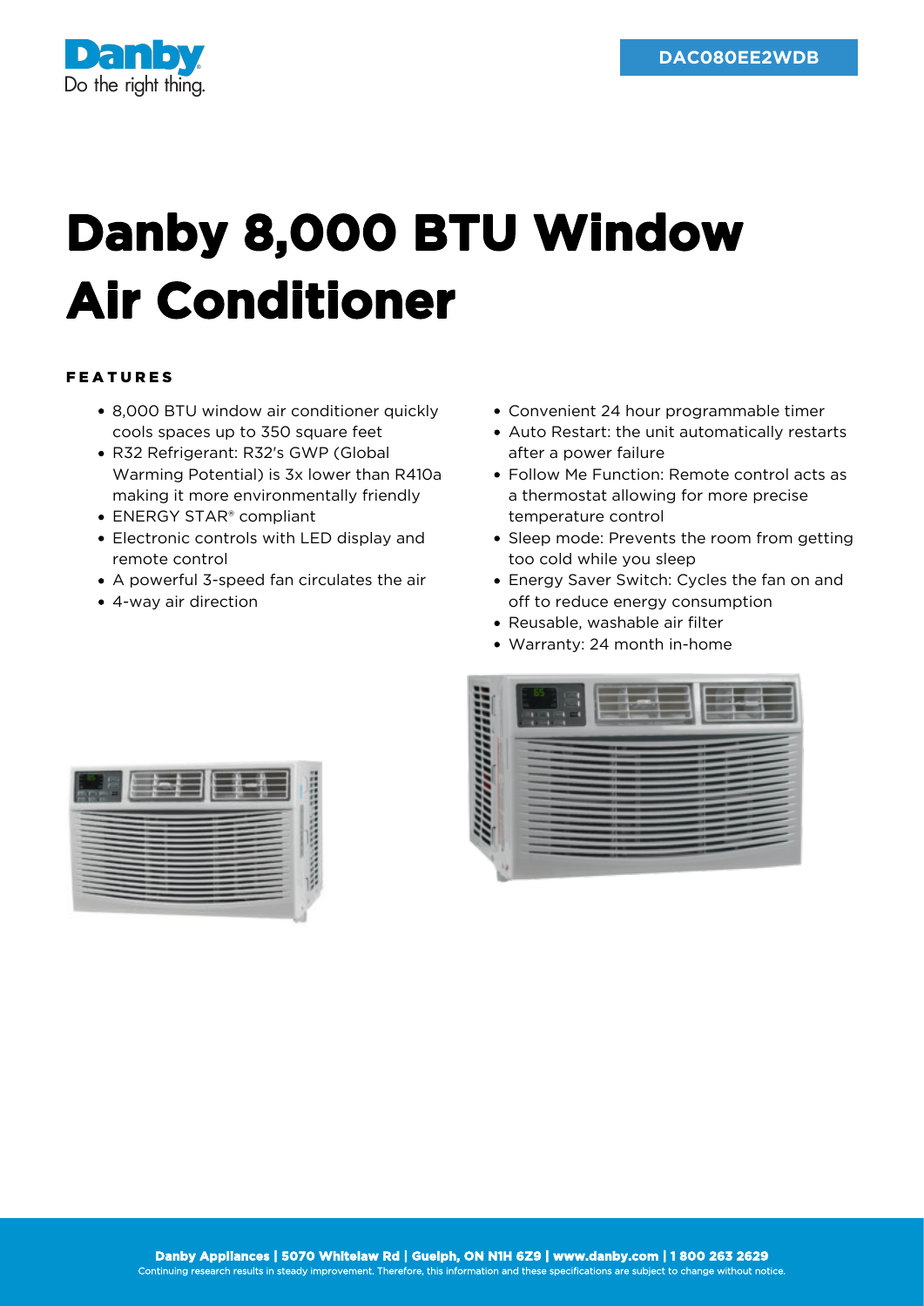DAC080EE2WDB

# Danby 8,000 BTU Window Air Conditioner

## FEATURES

- 8,000 BTU window air conditioner quickly cools spaces up to 350 square feet
- R32 Refrigerant: R32's GWP (Global Warming Potential) is 3x lower than R410a making it more environmentally friendly
- ENERGY STAR® compliant
- Electronic controls with LED display and remote control
- A powerful 3-speed fan circulates the air
- 4-way air direction
- Convenient 24 hour programmable timer
- Auto Restart: the unit automatically restarts after a power failure
- Follow Me Function: Remote control acts as a thermostat allowing for more precise temperature control
- Sleep mode: Prevents the room from getting too cold while you sleep
- Energy Saver Switch: Cycles the fan on and off to reduce energy consumption
- Reusable, washable air filter
- Warranty: 24 month in-home

**Danby Appliances | 5070 Whitelaw Rd | Guelph, ON N1H 6Z9 | www.danby.com | 1 800 263 2629**

Continuing research results in steady improvement. Therefore, this information and these specifications are subject to change without notice.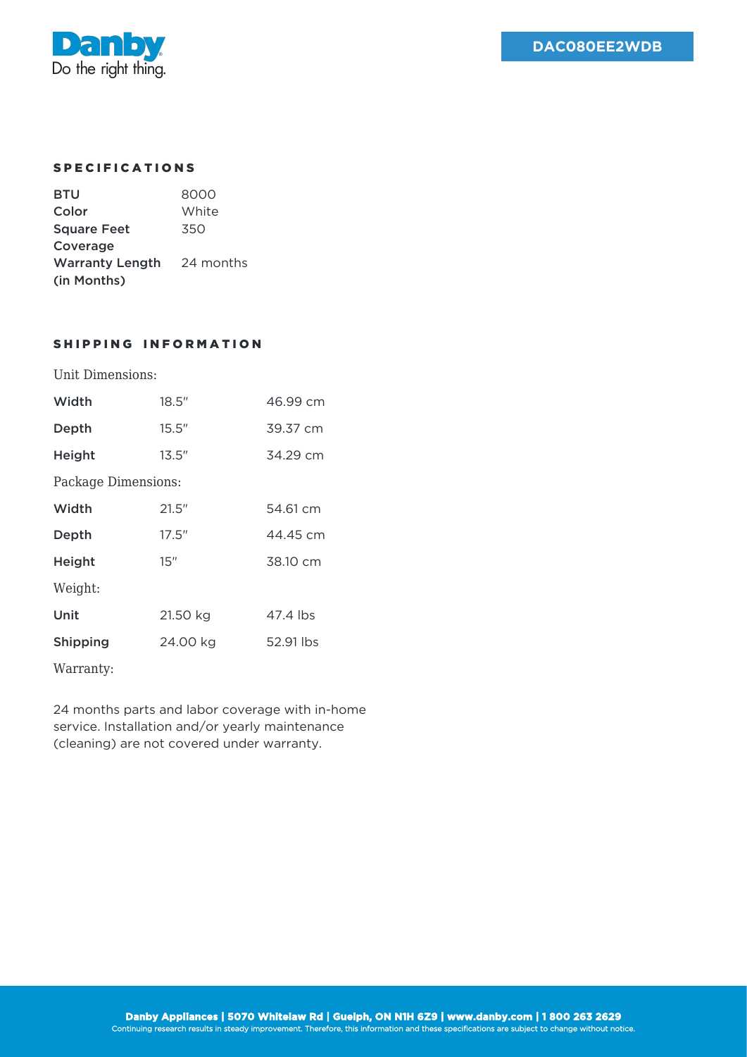DAC080EE2WDB

## SPECIFICATIONS

| | |
|---|---|
| **BTU** | 8000 |
| **Color** | White |
| **Square Feet Coverage** | 350 |
| **Warranty Length (in Months)** | 24 months |

## SHIPPING INFORMATION

Unit Dimensions:

| | | |
|---|---|---|
| **Width** | 18.5" | 46.99 cm |
| **Depth** | 15.5" | 39.37 cm |
| **Height** | 13.5" | 34.29 cm |

Package Dimensions:

| | | |
|---|---|---|
| **Width** | 21.5" | 54.61 cm |
| **Depth** | 17.5" | 44.45 cm |
| **Height** | 15" | 38.10 cm |

Weight:

| | | |
|---|---|---|
| **Unit** | 21.50 kg | 47.4 lbs |
| **Shipping** | 24.00 kg | 52.91 lbs |

Warranty:

24 months parts and labor coverage with in-home service. Installation and/or yearly maintenance (cleaning) are not covered under warranty.

**Danby Appliances | 5070 Whitelaw Rd | Guelph, ON N1H 6Z9 | www.danby.com | 1 800 263 2629**
Continuing research results in steady improvement. Therefore, this information and these specifications are subject to change without notice.